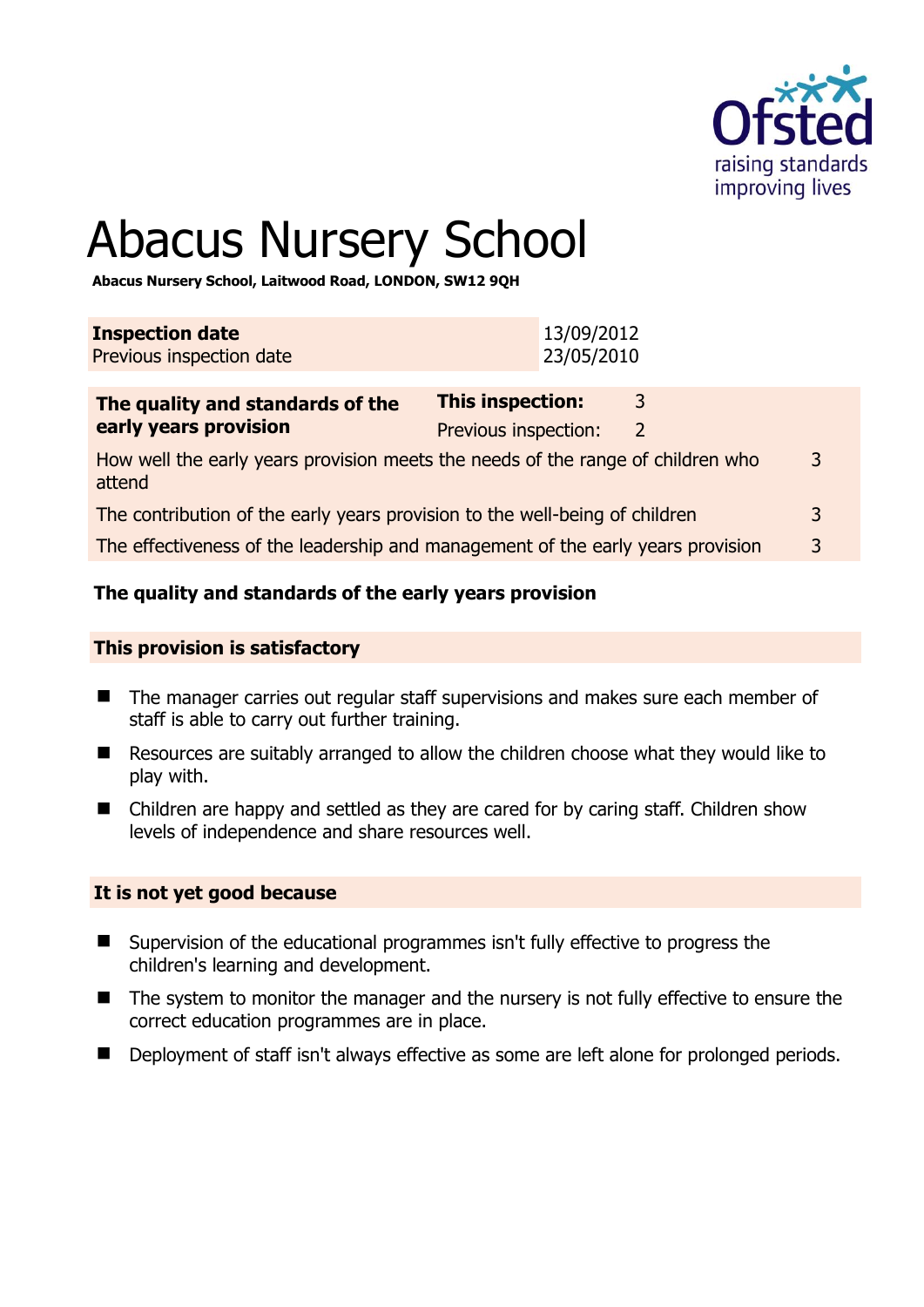# Abacus Nursery School

**Abacus Nursery School, Laitwood Road, LONDON, SW12 9QH**

| | |
|---|---|
| **Inspection date** | 13/09/2012 |
| Previous inspection date | 23/05/2010 |

| | | |
|---|---|---|
| **The quality and standards of the early years provision** | **This inspection:** | 3 |
| | Previous inspection: | 2 |
| How well the early years provision meets the needs of the range of children who attend | | 3 |
| The contribution of the early years provision to the well-being of children | | 3 |
| The effectiveness of the leadership and management of the early years provision | | 3 |

## The quality and standards of the early years provision

### This provision is satisfactory

- The manager carries out regular staff supervisions and makes sure each member of staff is able to carry out further training.
- Resources are suitably arranged to allow the children choose what they would like to play with.
- Children are happy and settled as they are cared for by caring staff. Children show levels of independence and share resources well.

### It is not yet good because

- Supervision of the educational programmes isn't fully effective to progress the children's learning and development.
- The system to monitor the manager and the nursery is not fully effective to ensure the correct education programmes are in place.
- Deployment of staff isn't always effective as some are left alone for prolonged periods.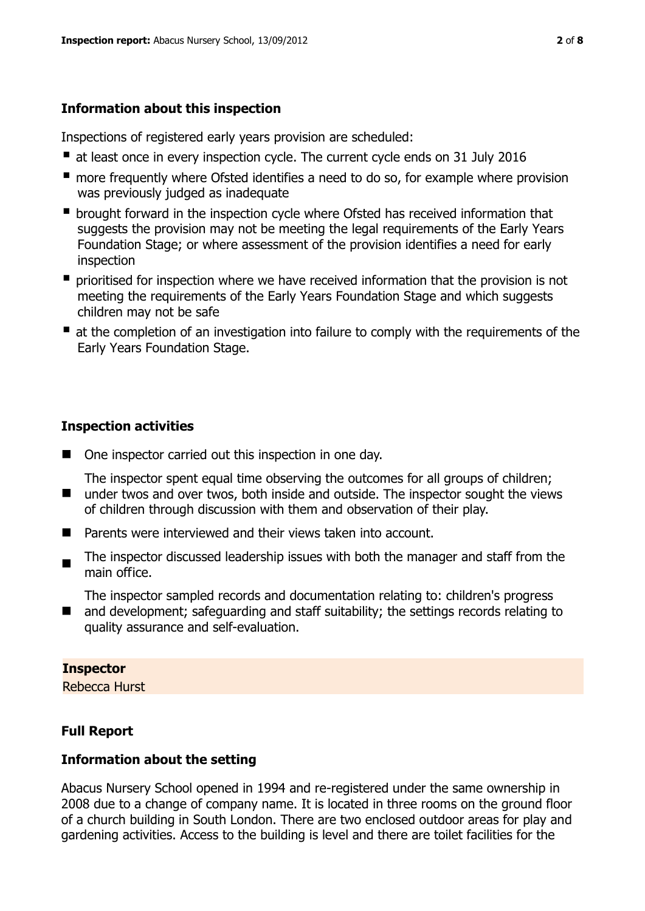### Information about this inspection

Inspections of registered early years provision are scheduled:

- at least once in every inspection cycle. The current cycle ends on 31 July 2016
- more frequently where Ofsted identifies a need to do so, for example where provision was previously judged as inadequate
- brought forward in the inspection cycle where Ofsted has received information that suggests the provision may not be meeting the legal requirements of the Early Years Foundation Stage; or where assessment of the provision identifies a need for early inspection
- prioritised for inspection where we have received information that the provision is not meeting the requirements of the Early Years Foundation Stage and which suggests children may not be safe
- at the completion of an investigation into failure to comply with the requirements of the Early Years Foundation Stage.

### Inspection activities

- One inspector carried out this inspection in one day.
- The inspector spent equal time observing the outcomes for all groups of children; under twos and over twos, both inside and outside. The inspector sought the views of children through discussion with them and observation of their play.
- Parents were interviewed and their views taken into account.
- The inspector discussed leadership issues with both the manager and staff from the main office.
- The inspector sampled records and documentation relating to: children's progress and development; safeguarding and staff suitability; the settings records relating to quality assurance and self-evaluation.

**Inspector**
Rebecca Hurst

### Full Report

### Information about the setting

Abacus Nursery School opened in 1994 and re-registered under the same ownership in 2008 due to a change of company name. It is located in three rooms on the ground floor of a church building in South London. There are two enclosed outdoor areas for play and gardening activities. Access to the building is level and there are toilet facilities for the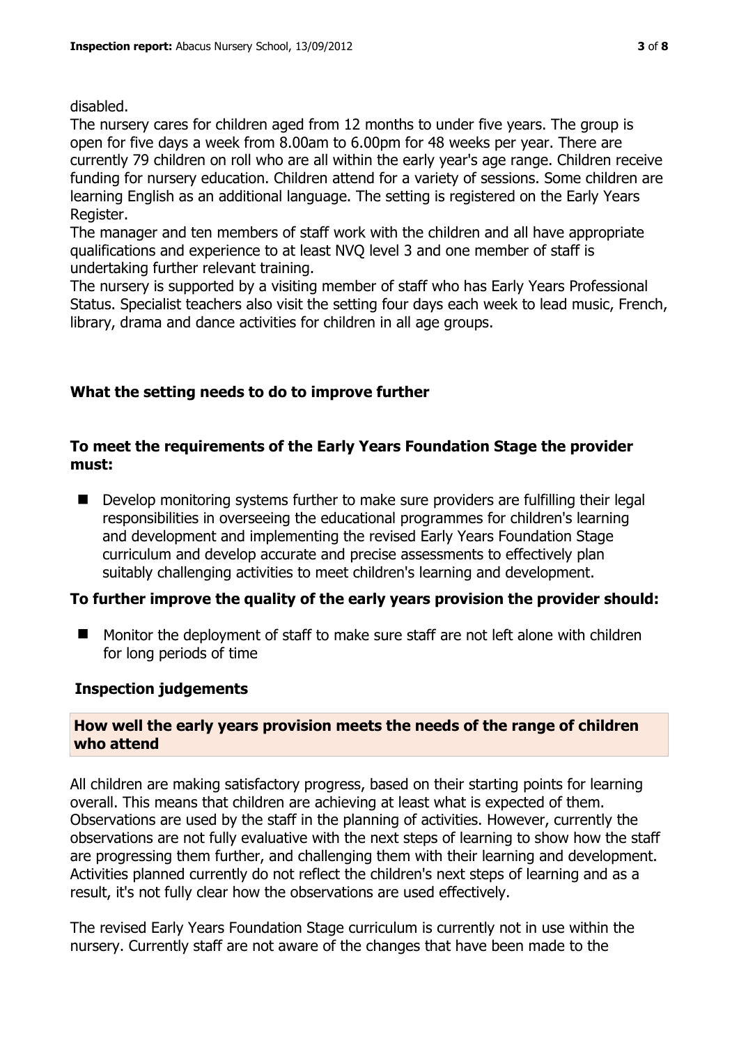disabled.

The nursery cares for children aged from 12 months to under five years. The group is open for five days a week from 8.00am to 6.00pm for 48 weeks per year. There are currently 79 children on roll who are all within the early year's age range. Children receive funding for nursery education. Children attend for a variety of sessions. Some children are learning English as an additional language. The setting is registered on the Early Years Register.

The manager and ten members of staff work with the children and all have appropriate qualifications and experience to at least NVQ level 3 and one member of staff is undertaking further relevant training.

The nursery is supported by a visiting member of staff who has Early Years Professional Status. Specialist teachers also visit the setting four days each week to lead music, French, library, drama and dance activities for children in all age groups.

## What the setting needs to do to improve further

### To meet the requirements of the Early Years Foundation Stage the provider must:

- Develop monitoring systems further to make sure providers are fulfilling their legal responsibilities in overseeing the educational programmes for children's learning and development and implementing the revised Early Years Foundation Stage curriculum and develop accurate and precise assessments to effectively plan suitably challenging activities to meet children's learning and development.

### To further improve the quality of the early years provision the provider should:

- Monitor the deployment of staff to make sure staff are not left alone with children for long periods of time

## Inspection judgements

### How well the early years provision meets the needs of the range of children who attend

All children are making satisfactory progress, based on their starting points for learning overall. This means that children are achieving at least what is expected of them. Observations are used by the staff in the planning of activities. However, currently the observations are not fully evaluative with the next steps of learning to show how the staff are progressing them further, and challenging them with their learning and development. Activities planned currently do not reflect the children's next steps of learning and as a result, it's not fully clear how the observations are used effectively.

The revised Early Years Foundation Stage curriculum is currently not in use within the nursery. Currently staff are not aware of the changes that have been made to the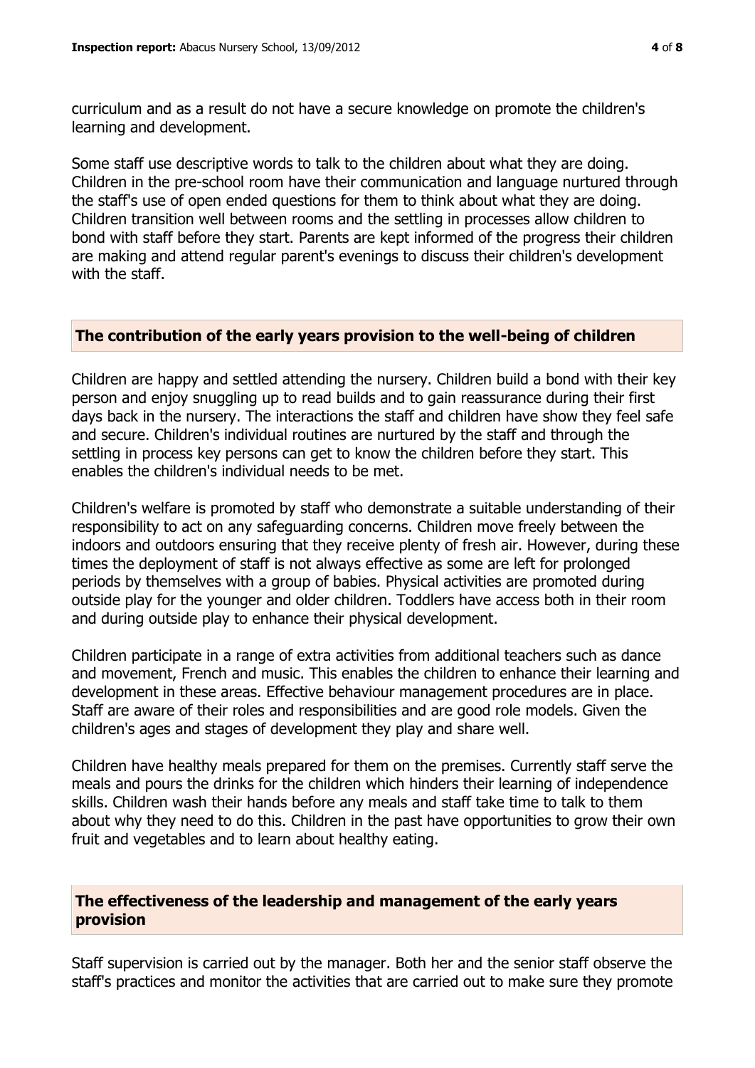curriculum and as a result do not have a secure knowledge on promote the children's learning and development.

Some staff use descriptive words to talk to the children about what they are doing. Children in the pre-school room have their communication and language nurtured through the staff's use of open ended questions for them to think about what they are doing. Children transition well between rooms and the settling in processes allow children to bond with staff before they start. Parents are kept informed of the progress their children are making and attend regular parent's evenings to discuss their children's development with the staff.

## The contribution of the early years provision to the well-being of children

Children are happy and settled attending the nursery. Children build a bond with their key person and enjoy snuggling up to read builds and to gain reassurance during their first days back in the nursery. The interactions the staff and children have show they feel safe and secure. Children's individual routines are nurtured by the staff and through the settling in process key persons can get to know the children before they start. This enables the children's individual needs to be met.

Children's welfare is promoted by staff who demonstrate a suitable understanding of their responsibility to act on any safeguarding concerns. Children move freely between the indoors and outdoors ensuring that they receive plenty of fresh air. However, during these times the deployment of staff is not always effective as some are left for prolonged periods by themselves with a group of babies. Physical activities are promoted during outside play for the younger and older children. Toddlers have access both in their room and during outside play to enhance their physical development.

Children participate in a range of extra activities from additional teachers such as dance and movement, French and music. This enables the children to enhance their learning and development in these areas. Effective behaviour management procedures are in place. Staff are aware of their roles and responsibilities and are good role models. Given the children's ages and stages of development they play and share well.

Children have healthy meals prepared for them on the premises. Currently staff serve the meals and pours the drinks for the children which hinders their learning of independence skills. Children wash their hands before any meals and staff take time to talk to them about why they need to do this. Children in the past have opportunities to grow their own fruit and vegetables and to learn about healthy eating.

## The effectiveness of the leadership and management of the early years provision

Staff supervision is carried out by the manager. Both her and the senior staff observe the staff's practices and monitor the activities that are carried out to make sure they promote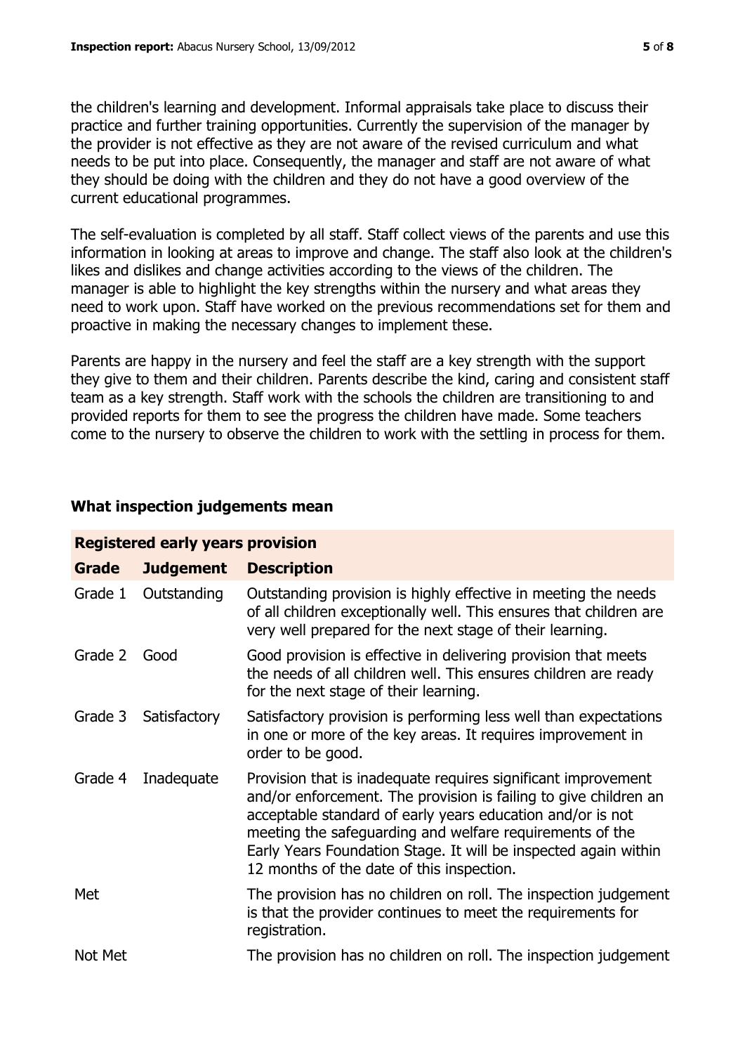the children's learning and development. Informal appraisals take place to discuss their practice and further training opportunities. Currently the supervision of the manager by the provider is not effective as they are not aware of the revised curriculum and what needs to be put into place. Consequently, the manager and staff are not aware of what they should be doing with the children and they do not have a good overview of the current educational programmes.

The self-evaluation is completed by all staff. Staff collect views of the parents and use this information in looking at areas to improve and change. The staff also look at the children's likes and dislikes and change activities according to the views of the children. The manager is able to highlight the key strengths within the nursery and what areas they need to work upon. Staff have worked on the previous recommendations set for them and proactive in making the necessary changes to implement these.

Parents are happy in the nursery and feel the staff are a key strength with the support they give to them and their children. Parents describe the kind, caring and consistent staff team as a key strength. Staff work with the schools the children are transitioning to and provided reports for them to see the progress the children have made. Some teachers come to the nursery to observe the children to work with the settling in process for them.

## What inspection judgements mean

| **Registered early years provision** | | |
|---|---|---|
| **Grade** | **Judgement** | **Description** |
| Grade 1 | Outstanding | Outstanding provision is highly effective in meeting the needs of all children exceptionally well. This ensures that children are very well prepared for the next stage of their learning. |
| Grade 2 | Good | Good provision is effective in delivering provision that meets the needs of all children well. This ensures children are ready for the next stage of their learning. |
| Grade 3 | Satisfactory | Satisfactory provision is performing less well than expectations in one or more of the key areas. It requires improvement in order to be good. |
| Grade 4 | Inadequate | Provision that is inadequate requires significant improvement and/or enforcement. The provision is failing to give children an acceptable standard of early years education and/or is not meeting the safeguarding and welfare requirements of the Early Years Foundation Stage. It will be inspected again within 12 months of the date of this inspection. |
| Met | | The provision has no children on roll. The inspection judgement is that the provider continues to meet the requirements for registration. |
| Not Met | | The provision has no children on roll. The inspection judgement |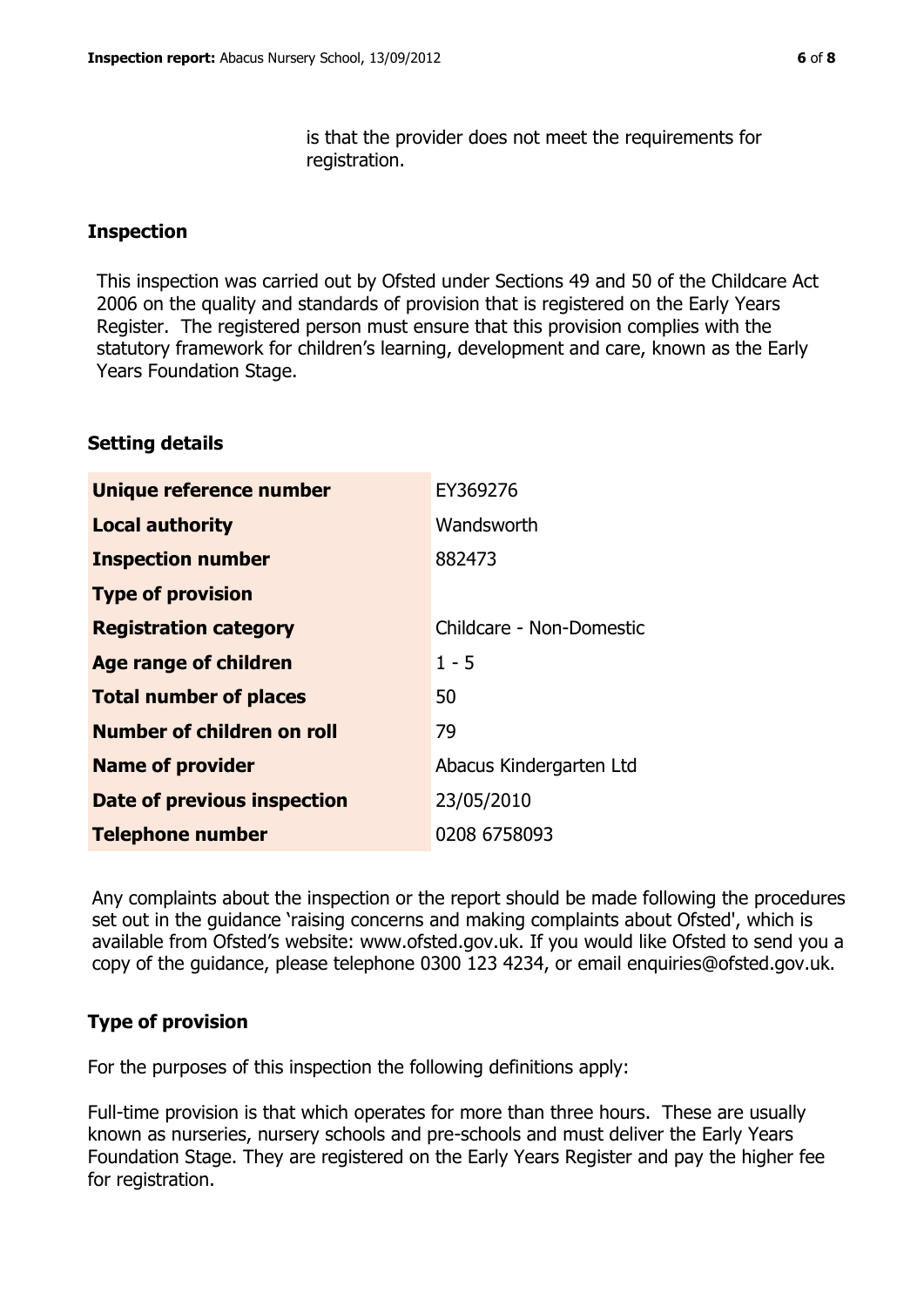is that the provider does not meet the requirements for registration.

## Inspection

This inspection was carried out by Ofsted under Sections 49 and 50 of the Childcare Act 2006 on the quality and standards of provision that is registered on the Early Years Register. The registered person must ensure that this provision complies with the statutory framework for children's learning, development and care, known as the Early Years Foundation Stage.

## Setting details

| | |
|---|---|
| **Unique reference number** | EY369276 |
| **Local authority** | Wandsworth |
| **Inspection number** | 882473 |
| **Type of provision** | |
| **Registration category** | Childcare - Non-Domestic |
| **Age range of children** | 1 - 5 |
| **Total number of places** | 50 |
| **Number of children on roll** | 79 |
| **Name of provider** | Abacus Kindergarten Ltd |
| **Date of previous inspection** | 23/05/2010 |
| **Telephone number** | 0208 6758093 |

Any complaints about the inspection or the report should be made following the procedures set out in the guidance 'raising concerns and making complaints about Ofsted', which is available from Ofsted's website: www.ofsted.gov.uk. If you would like Ofsted to send you a copy of the guidance, please telephone 0300 123 4234, or email enquiries@ofsted.gov.uk.

## Type of provision

For the purposes of this inspection the following definitions apply:

Full-time provision is that which operates for more than three hours. These are usually known as nurseries, nursery schools and pre-schools and must deliver the Early Years Foundation Stage. They are registered on the Early Years Register and pay the higher fee for registration.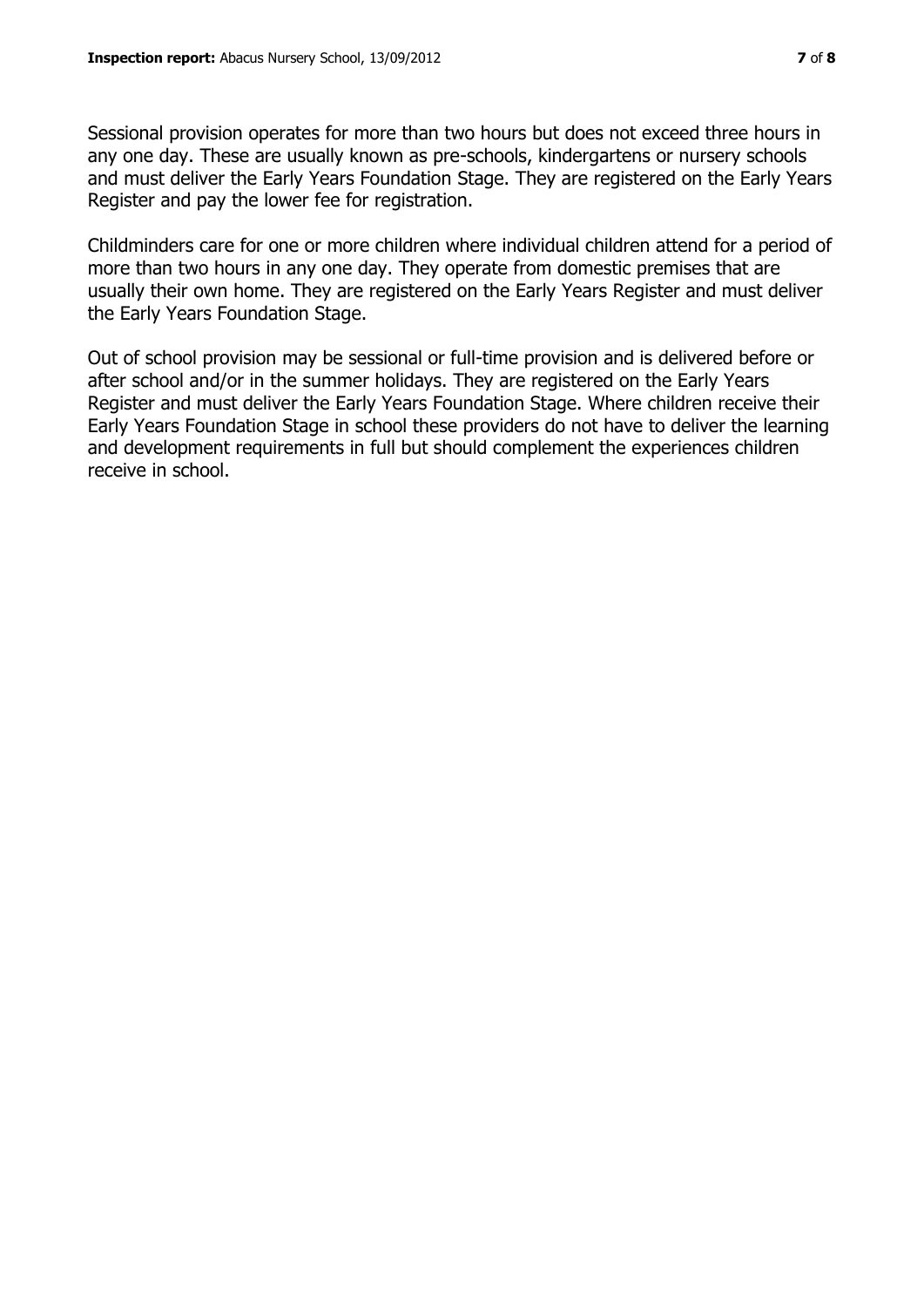Sessional provision operates for more than two hours but does not exceed three hours in any one day. These are usually known as pre-schools, kindergartens or nursery schools and must deliver the Early Years Foundation Stage. They are registered on the Early Years Register and pay the lower fee for registration.

Childminders care for one or more children where individual children attend for a period of more than two hours in any one day. They operate from domestic premises that are usually their own home. They are registered on the Early Years Register and must deliver the Early Years Foundation Stage.

Out of school provision may be sessional or full-time provision and is delivered before or after school and/or in the summer holidays. They are registered on the Early Years Register and must deliver the Early Years Foundation Stage. Where children receive their Early Years Foundation Stage in school these providers do not have to deliver the learning and development requirements in full but should complement the experiences children receive in school.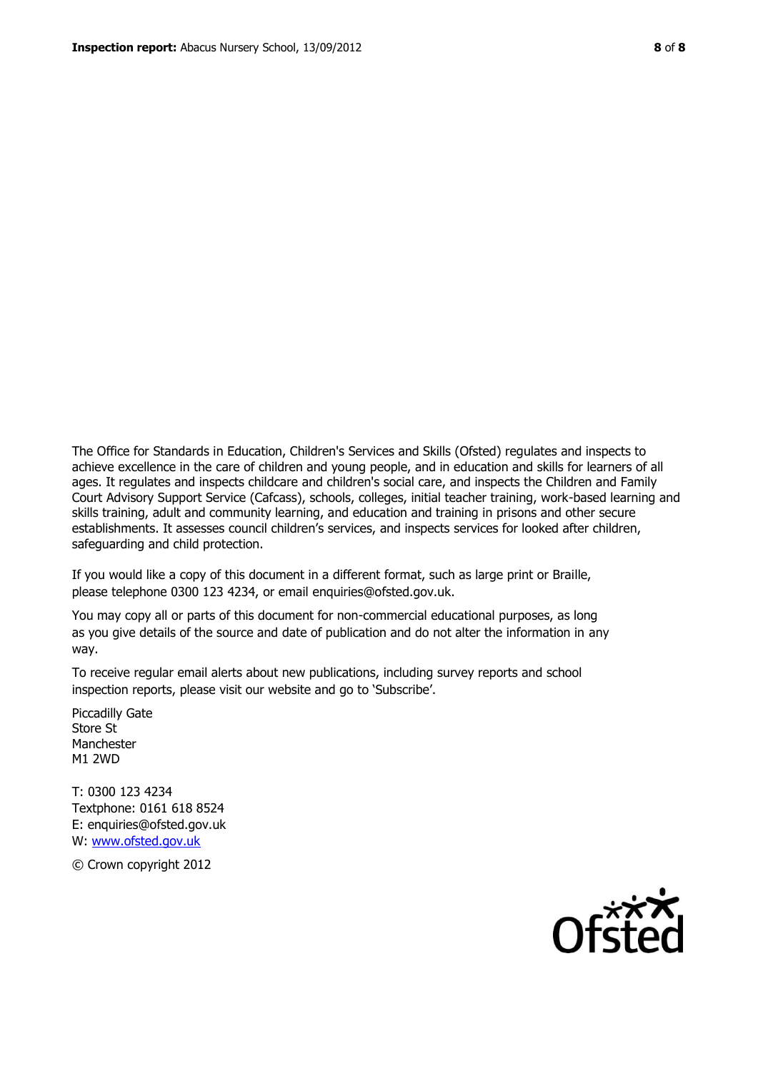The Office for Standards in Education, Children's Services and Skills (Ofsted) regulates and inspects to achieve excellence in the care of children and young people, and in education and skills for learners of all ages. It regulates and inspects childcare and children's social care, and inspects the Children and Family Court Advisory Support Service (Cafcass), schools, colleges, initial teacher training, work-based learning and skills training, adult and community learning, and education and training in prisons and other secure establishments. It assesses council children's services, and inspects services for looked after children, safeguarding and child protection.

If you would like a copy of this document in a different format, such as large print or Braille, please telephone 0300 123 4234, or email enquiries@ofsted.gov.uk.

You may copy all or parts of this document for non-commercial educational purposes, as long as you give details of the source and date of publication and do not alter the information in any way.

To receive regular email alerts about new publications, including survey reports and school inspection reports, please visit our website and go to 'Subscribe'.

Piccadilly Gate
Store St
Manchester
M1 2WD

T: 0300 123 4234
Textphone: 0161 618 8524
E: enquiries@ofsted.gov.uk
W: www.ofsted.gov.uk

© Crown copyright 2012